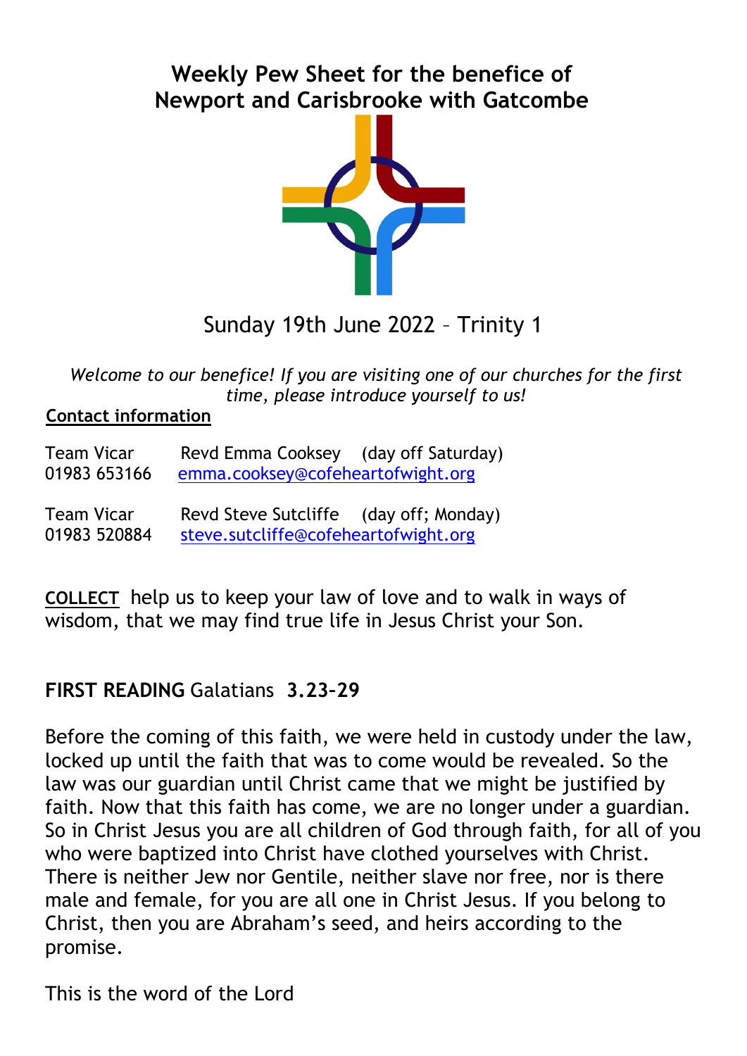# Weekly Pew Sheet for the benefice of Newport and Carisbrooke with Gatcombe

Sunday 19th June 2022 – Trinity 1

*Welcome to our benefice! If you are visiting one of our churches for the first time, please introduce yourself to us!*

**Contact information**

Team Vicar Revd Emma Cooksey (day off Saturday)
01983 653166 emma.cooksey@cofeheartofwight.org

Team Vicar Revd Steve Sutcliffe (day off; Monday)
01983 520884 steve.sutcliffe@cofeheartofwight.org

**COLLECT** help us to keep your law of love and to walk in ways of wisdom, that we may find true life in Jesus Christ your Son.

**FIRST READING** Galatians **3.23–29**

Before the coming of this faith, we were held in custody under the law, locked up until the faith that was to come would be revealed. So the law was our guardian until Christ came that we might be justified by faith. Now that this faith has come, we are no longer under a guardian. So in Christ Jesus you are all children of God through faith, for all of you who were baptized into Christ have clothed yourselves with Christ. There is neither Jew nor Gentile, neither slave nor free, nor is there male and female, for you are all one in Christ Jesus. If you belong to Christ, then you are Abraham's seed, and heirs according to the promise.

This is the word of the Lord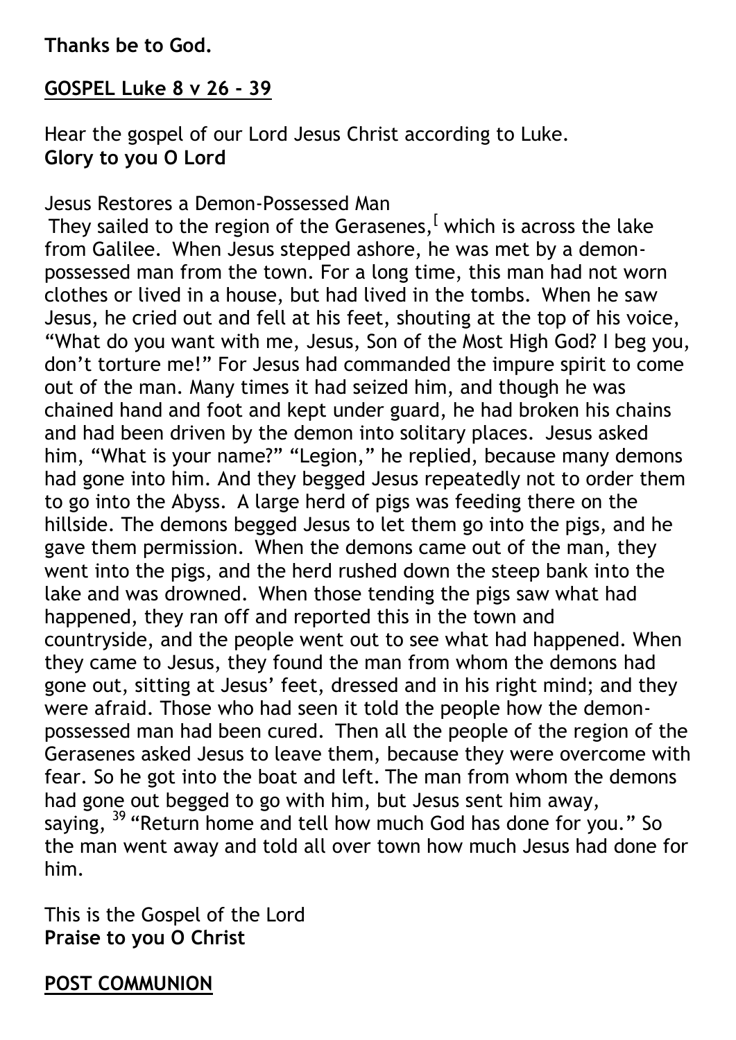**Thanks be to God.**

## **GOSPEL Luke 8 v 26 - 39**

Hear the gospel of our Lord Jesus Christ according to Luke.
**Glory to you O Lord**

Jesus Restores a Demon-Possessed Man
They sailed to the region of the Gerasenes,[ which is across the lake from Galilee. When Jesus stepped ashore, he was met by a demon-possessed man from the town. For a long time, this man had not worn clothes or lived in a house, but had lived in the tombs. When he saw Jesus, he cried out and fell at his feet, shouting at the top of his voice, "What do you want with me, Jesus, Son of the Most High God? I beg you, don't torture me!" For Jesus had commanded the impure spirit to come out of the man. Many times it had seized him, and though he was chained hand and foot and kept under guard, he had broken his chains and had been driven by the demon into solitary places. Jesus asked him, "What is your name?" "Legion," he replied, because many demons had gone into him. And they begged Jesus repeatedly not to order them to go into the Abyss. A large herd of pigs was feeding there on the hillside. The demons begged Jesus to let them go into the pigs, and he gave them permission. When the demons came out of the man, they went into the pigs, and the herd rushed down the steep bank into the lake and was drowned. When those tending the pigs saw what had happened, they ran off and reported this in the town and countryside, and the people went out to see what had happened. When they came to Jesus, they found the man from whom the demons had gone out, sitting at Jesus' feet, dressed and in his right mind; and they were afraid. Those who had seen it told the people how the demon-possessed man had been cured. Then all the people of the region of the Gerasenes asked Jesus to leave them, because they were overcome with fear. So he got into the boat and left. The man from whom the demons had gone out begged to go with him, but Jesus sent him away, saying, [39] "Return home and tell how much God has done for you." So the man went away and told all over town how much Jesus had done for him.

This is the Gospel of the Lord
**Praise to you O Christ**

## **POST COMMUNION**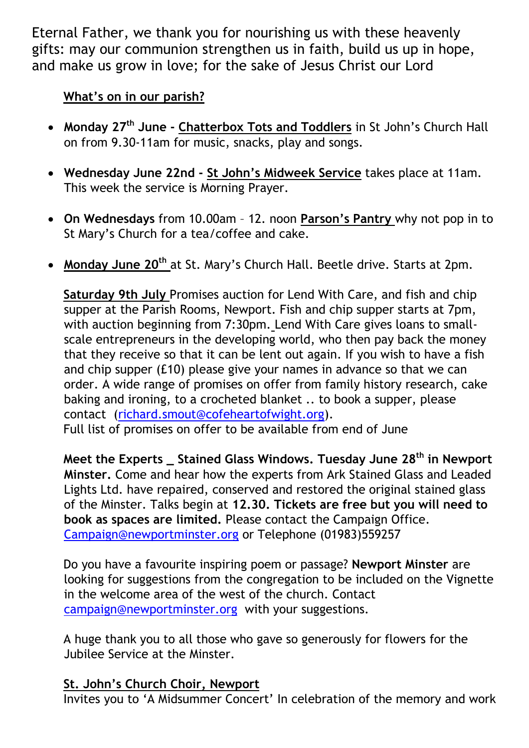Eternal Father, we thank you for nourishing us with these heavenly gifts: may our communion strengthen us in faith, build us up in hope, and make us grow in love; for the sake of Jesus Christ our Lord

**What's on in our parish?**

- **Monday 27th June - Chatterbox Tots and Toddlers** in St John's Church Hall on from 9.30-11am for music, snacks, play and songs.
- **Wednesday June 22nd - St John's Midweek Service** takes place at 11am. This week the service is Morning Prayer.
- **On Wednesdays** from 10.00am – 12. noon **Parson's Pantry** why not pop in to St Mary's Church for a tea/coffee and cake.
- **Monday June 20th** at St. Mary's Church Hall. Beetle drive. Starts at 2pm.

**Saturday 9th July** Promises auction for Lend With Care, and fish and chip supper at the Parish Rooms, Newport. Fish and chip supper starts at 7pm, with auction beginning from 7:30pm. Lend With Care gives loans to small-scale entrepreneurs in the developing world, who then pay back the money that they receive so that it can be lent out again. If you wish to have a fish and chip supper (£10) please give your names in advance so that we can order. A wide range of promises on offer from family history research, cake baking and ironing, to a crocheted blanket .. to book a supper, please contact (richard.smout@cofeheartofwight.org).
Full list of promises on offer to be available from end of June

**Meet the Experts _ Stained Glass Windows. Tuesday June 28th in Newport Minster.** Come and hear how the experts from Ark Stained Glass and Leaded Lights Ltd. have repaired, conserved and restored the original stained glass of the Minster. Talks begin at **12.30. Tickets are free but you will need to book as spaces are limited.** Please contact the Campaign Office. Campaign@newportminster.org or Telephone (01983)559257

Do you have a favourite inspiring poem or passage? **Newport Minster** are looking for suggestions from the congregation to be included on the Vignette in the welcome area of the west of the church. Contact campaign@newportminster.org with your suggestions.

A huge thank you to all those who gave so generously for flowers for the Jubilee Service at the Minster.

**St. John's Church Choir, Newport**
Invites you to 'A Midsummer Concert' In celebration of the memory and work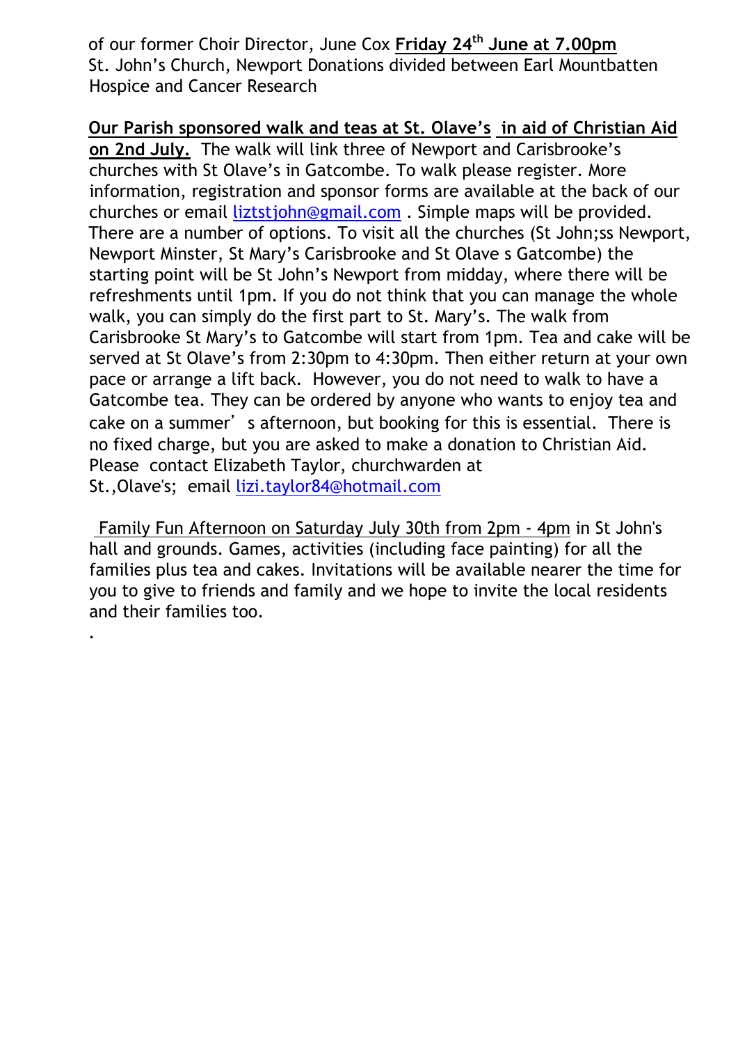of our former Choir Director, June Cox **Friday 24th June at 7.00pm** St. John's Church, Newport Donations divided between Earl Mountbatten Hospice and Cancer Research

**Our Parish sponsored walk and teas at St. Olave's in aid of Christian Aid on 2nd July.** The walk will link three of Newport and Carisbrooke's churches with St Olave's in Gatcombe. To walk please register. More information, registration and sponsor forms are available at the back of our churches or email liztstjohn@gmail.com . Simple maps will be provided. There are a number of options. To visit all the churches (St John;ss Newport, Newport Minster, St Mary's Carisbrooke and St Olave s Gatcombe) the starting point will be St John's Newport from midday, where there will be refreshments until 1pm. If you do not think that you can manage the whole walk, you can simply do the first part to St. Mary's. The walk from Carisbrooke St Mary's to Gatcombe will start from 1pm. Tea and cake will be served at St Olave's from 2:30pm to 4:30pm. Then either return at your own pace or arrange a lift back. However, you do not need to walk to have a Gatcombe tea. They can be ordered by anyone who wants to enjoy tea and cake on a summer's afternoon, but booking for this is essential. There is no fixed charge, but you are asked to make a donation to Christian Aid. Please contact Elizabeth Taylor, churchwarden at St.,Olave's; email lizi.taylor84@hotmail.com

Family Fun Afternoon on Saturday July 30th from 2pm - 4pm in St John's hall and grounds. Games, activities (including face painting) for all the families plus tea and cakes. Invitations will be available nearer the time for you to give to friends and family and we hope to invite the local residents and their families too.

.